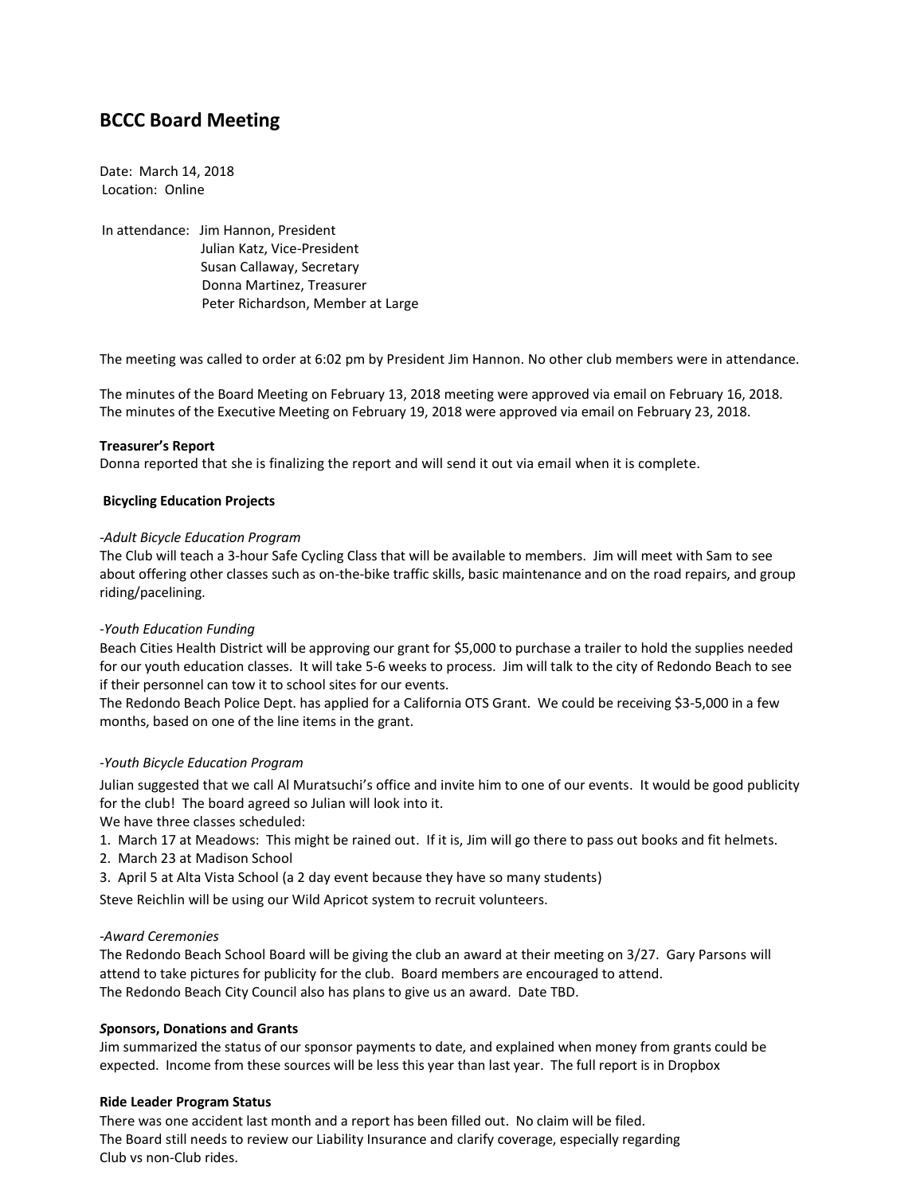# BCCC Board Meeting

Date: March 14, 2018
Location: Online

In attendance: Jim Hannon, President
Julian Katz, Vice-President
Susan Callaway, Secretary
Donna Martinez, Treasurer
Peter Richardson, Member at Large

The meeting was called to order at 6:02 pm by President Jim Hannon. No other club members were in attendance.

The minutes of the Board Meeting on February 13, 2018 meeting were approved via email on February 16, 2018.
The minutes of the Executive Meeting on February 19, 2018 were approved via email on February 23, 2018.

**Treasurer's Report**
Donna reported that she is finalizing the report and will send it out via email when it is complete.

**Bicycling Education Projects**

*-Adult Bicycle Education Program*
The Club will teach a 3-hour Safe Cycling Class that will be available to members. Jim will meet with Sam to see about offering other classes such as on-the-bike traffic skills, basic maintenance and on the road repairs, and group riding/pacelining.

*-Youth Education Funding*
Beach Cities Health District will be approving our grant for $5,000 to purchase a trailer to hold the supplies needed for our youth education classes. It will take 5-6 weeks to process. Jim will talk to the city of Redondo Beach to see if their personnel can tow it to school sites for our events.
The Redondo Beach Police Dept. has applied for a California OTS Grant. We could be receiving $3-5,000 in a few months, based on one of the line items in the grant.

*-Youth Bicycle Education Program*
Julian suggested that we call Al Muratsuchi's office and invite him to one of our events. It would be good publicity for the club! The board agreed so Julian will look into it.
We have three classes scheduled:
1. March 17 at Meadows: This might be rained out. If it is, Jim will go there to pass out books and fit helmets.
2. March 23 at Madison School
3. April 5 at Alta Vista School (a 2 day event because they have so many students)

Steve Reichlin will be using our Wild Apricot system to recruit volunteers.

*-Award Ceremonies*
The Redondo Beach School Board will be giving the club an award at their meeting on 3/27. Gary Parsons will attend to take pictures for publicity for the club. Board members are encouraged to attend.
The Redondo Beach City Council also has plans to give us an award. Date TBD.

***S*ponsors, Donations and Grants**
Jim summarized the status of our sponsor payments to date, and explained when money from grants could be expected. Income from these sources will be less this year than last year. The full report is in Dropbox

**Ride Leader Program Status**
There was one accident last month and a report has been filled out. No claim will be filed.
The Board still needs to review our Liability Insurance and clarify coverage, especially regarding Club vs non-Club rides.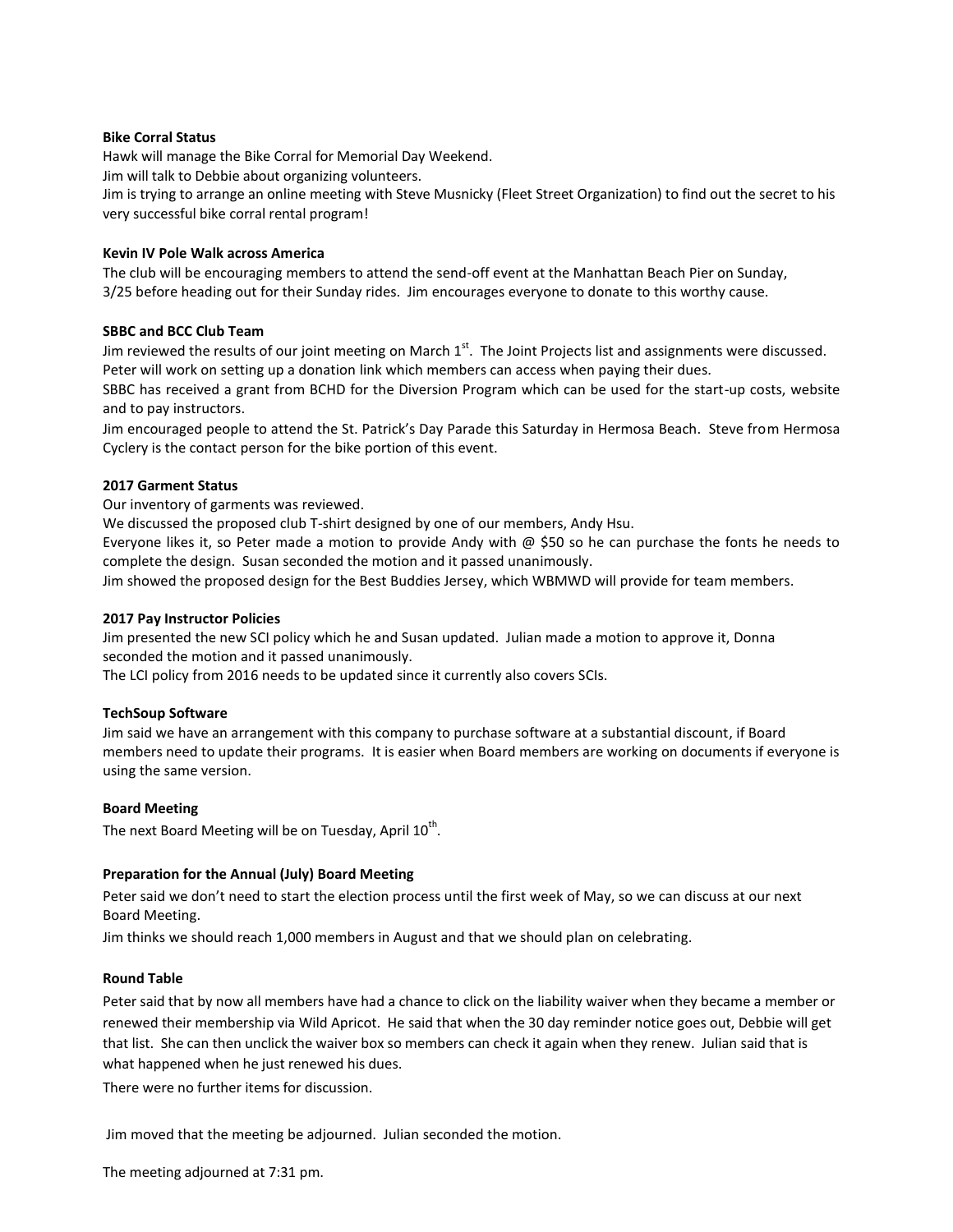**Bike Corral Status**

Hawk will manage the Bike Corral for Memorial Day Weekend.
Jim will talk to Debbie about organizing volunteers.
Jim is trying to arrange an online meeting with Steve Musnicky (Fleet Street Organization) to find out the secret to his very successful bike corral rental program!

**Kevin IV Pole Walk across America**

The club will be encouraging members to attend the send-off event at the Manhattan Beach Pier on Sunday, 3/25 before heading out for their Sunday rides. Jim encourages everyone to donate to this worthy cause.

**SBBC and BCC Club Team**

Jim reviewed the results of our joint meeting on March 1st. The Joint Projects list and assignments were discussed.
Peter will work on setting up a donation link which members can access when paying their dues.
SBBC has received a grant from BCHD for the Diversion Program which can be used for the start-up costs, website and to pay instructors.
Jim encouraged people to attend the St. Patrick's Day Parade this Saturday in Hermosa Beach. Steve from Hermosa Cyclery is the contact person for the bike portion of this event.

**2017 Garment Status**

Our inventory of garments was reviewed.
We discussed the proposed club T-shirt designed by one of our members, Andy Hsu.
Everyone likes it, so Peter made a motion to provide Andy with @ $50 so he can purchase the fonts he needs to complete the design. Susan seconded the motion and it passed unanimously.
Jim showed the proposed design for the Best Buddies Jersey, which WBMWD will provide for team members.

**2017 Pay Instructor Policies**

Jim presented the new SCI policy which he and Susan updated. Julian made a motion to approve it, Donna seconded the motion and it passed unanimously.
The LCI policy from 2016 needs to be updated since it currently also covers SCIs.

**TechSoup Software**

Jim said we have an arrangement with this company to purchase software at a substantial discount, if Board members need to update their programs. It is easier when Board members are working on documents if everyone is using the same version.

**Board Meeting**

The next Board Meeting will be on Tuesday, April 10th.

**Preparation for the Annual (July) Board Meeting**

Peter said we don't need to start the election process until the first week of May, so we can discuss at our next Board Meeting.
Jim thinks we should reach 1,000 members in August and that we should plan on celebrating.

**Round Table**

Peter said that by now all members have had a chance to click on the liability waiver when they became a member or renewed their membership via Wild Apricot. He said that when the 30 day reminder notice goes out, Debbie will get that list. She can then unclick the waiver box so members can check it again when they renew. Julian said that is what happened when he just renewed his dues.
There were no further items for discussion.

Jim moved that the meeting be adjourned. Julian seconded the motion.

The meeting adjourned at 7:31 pm.